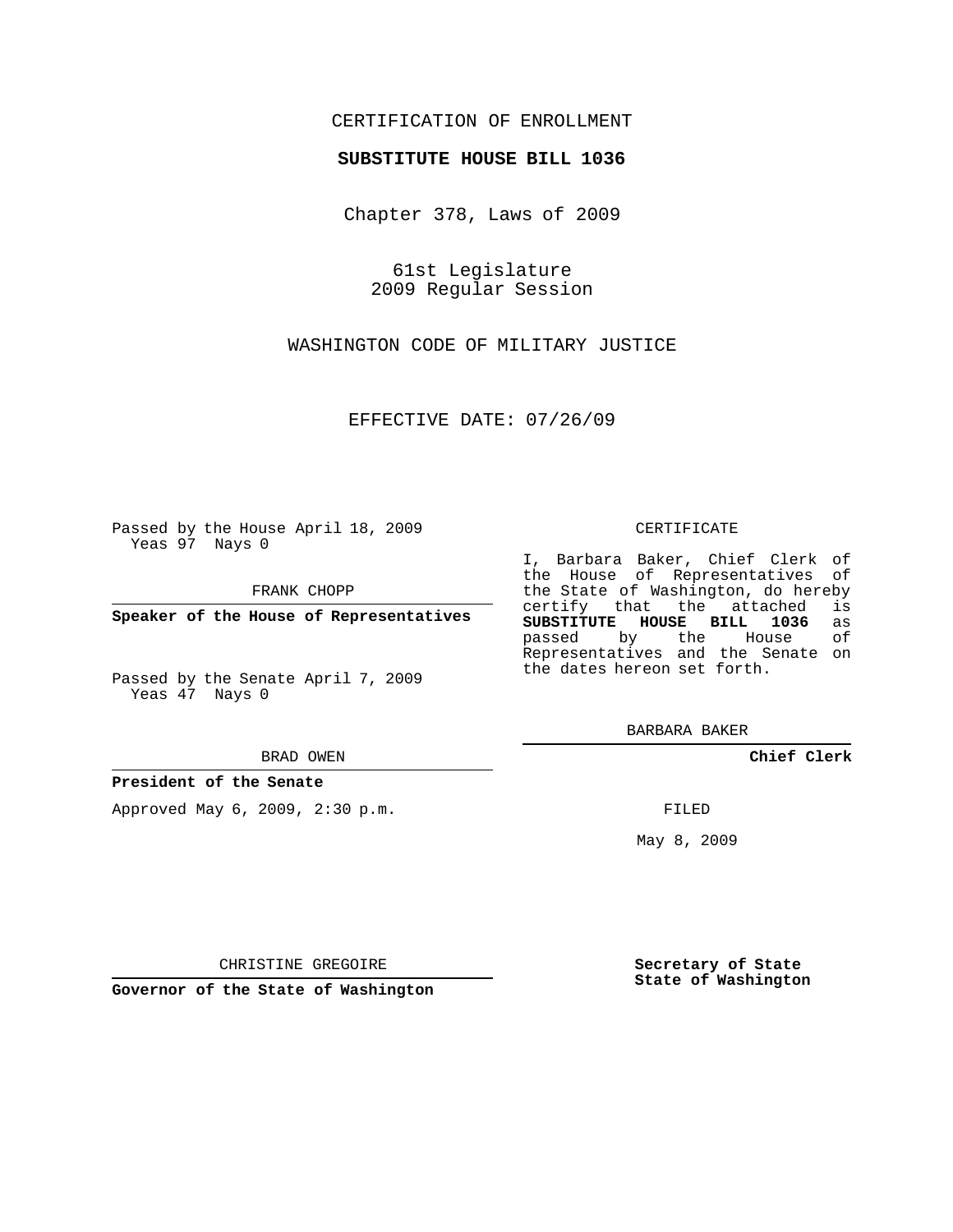CERTIFICATION OF ENROLLMENT

**SUBSTITUTE HOUSE BILL 1036**

Chapter 378, Laws of 2009

61st Legislature
2009 Regular Session

WASHINGTON CODE OF MILITARY JUSTICE

EFFECTIVE DATE: 07/26/09

Passed by the House April 18, 2009
Yeas 97 Nays 0

FRANK CHOPP

**Speaker of the House of Representatives**

Passed by the Senate April 7, 2009
Yeas 47 Nays 0

BRAD OWEN

**President of the Senate**

Approved May 6, 2009, 2:30 p.m.

CHRISTINE GREGOIRE

**Governor of the State of Washington**

CERTIFICATE

I, Barbara Baker, Chief Clerk of the House of Representatives of the State of Washington, do hereby certify that the attached is **SUBSTITUTE HOUSE BILL 1036** as passed by the House of Representatives and the Senate on the dates hereon set forth.

BARBARA BAKER

**Chief Clerk**

FILED

May 8, 2009

**Secretary of State**
**State of Washington**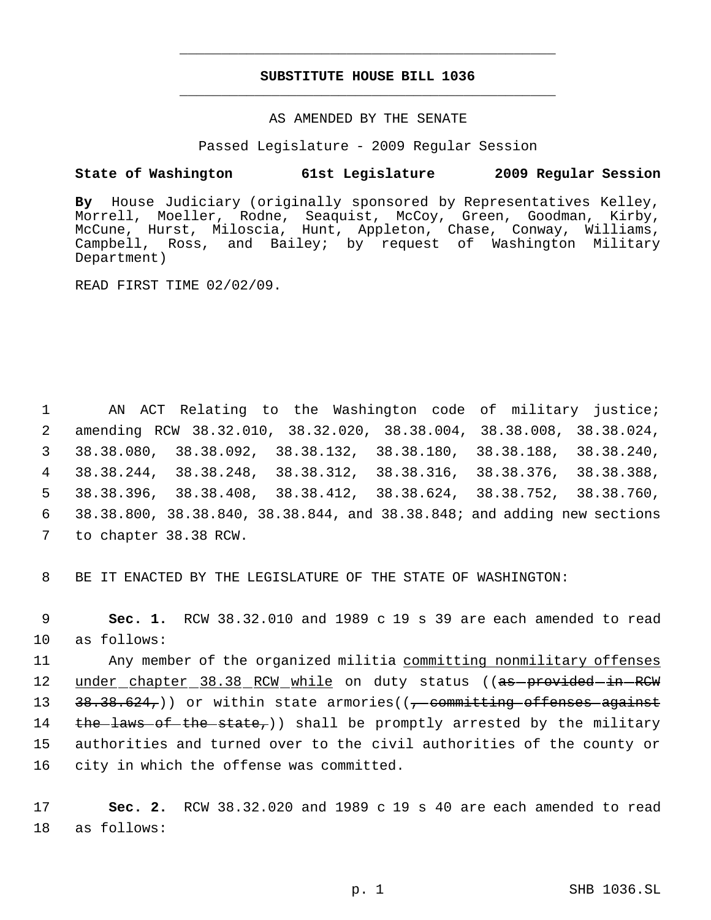# SUBSTITUTE HOUSE BILL 1036

AS AMENDED BY THE SENATE

Passed Legislature - 2009 Regular Session

**State of Washington 61st Legislature 2009 Regular Session**

**By** House Judiciary (originally sponsored by Representatives Kelley, Morrell, Moeller, Rodne, Seaquist, McCoy, Green, Goodman, Kirby, McCune, Hurst, Miloscia, Hunt, Appleton, Chase, Conway, Williams, Campbell, Ross, and Bailey; by request of Washington Military Department)

READ FIRST TIME 02/02/09.

1 AN ACT Relating to the Washington code of military justice;
2 amending RCW 38.32.010, 38.32.020, 38.38.004, 38.38.008, 38.38.024,
3 38.38.080, 38.38.092, 38.38.132, 38.38.180, 38.38.188, 38.38.240,
4 38.38.244, 38.38.248, 38.38.312, 38.38.316, 38.38.376, 38.38.388,
5 38.38.396, 38.38.408, 38.38.412, 38.38.624, 38.38.752, 38.38.760,
6 38.38.800, 38.38.840, 38.38.844, and 38.38.848; and adding new sections
7 to chapter 38.38 RCW.

8 BE IT ENACTED BY THE LEGISLATURE OF THE STATE OF WASHINGTON:

9 **Sec. 1.** RCW 38.32.010 and 1989 c 19 s 39 are each amended to read
10 as follows:

11 Any member of the organized militia committing nonmilitary offenses
12 under chapter 38.38 RCW while on duty status ((~~as provided in RCW~~
13 ~~38.38.624,~~)) or within state armories((~~, committing offenses against~~
14 ~~the laws of the state,~~)) shall be promptly arrested by the military
15 authorities and turned over to the civil authorities of the county or
16 city in which the offense was committed.

17 **Sec. 2.** RCW 38.32.020 and 1989 c 19 s 40 are each amended to read
18 as follows: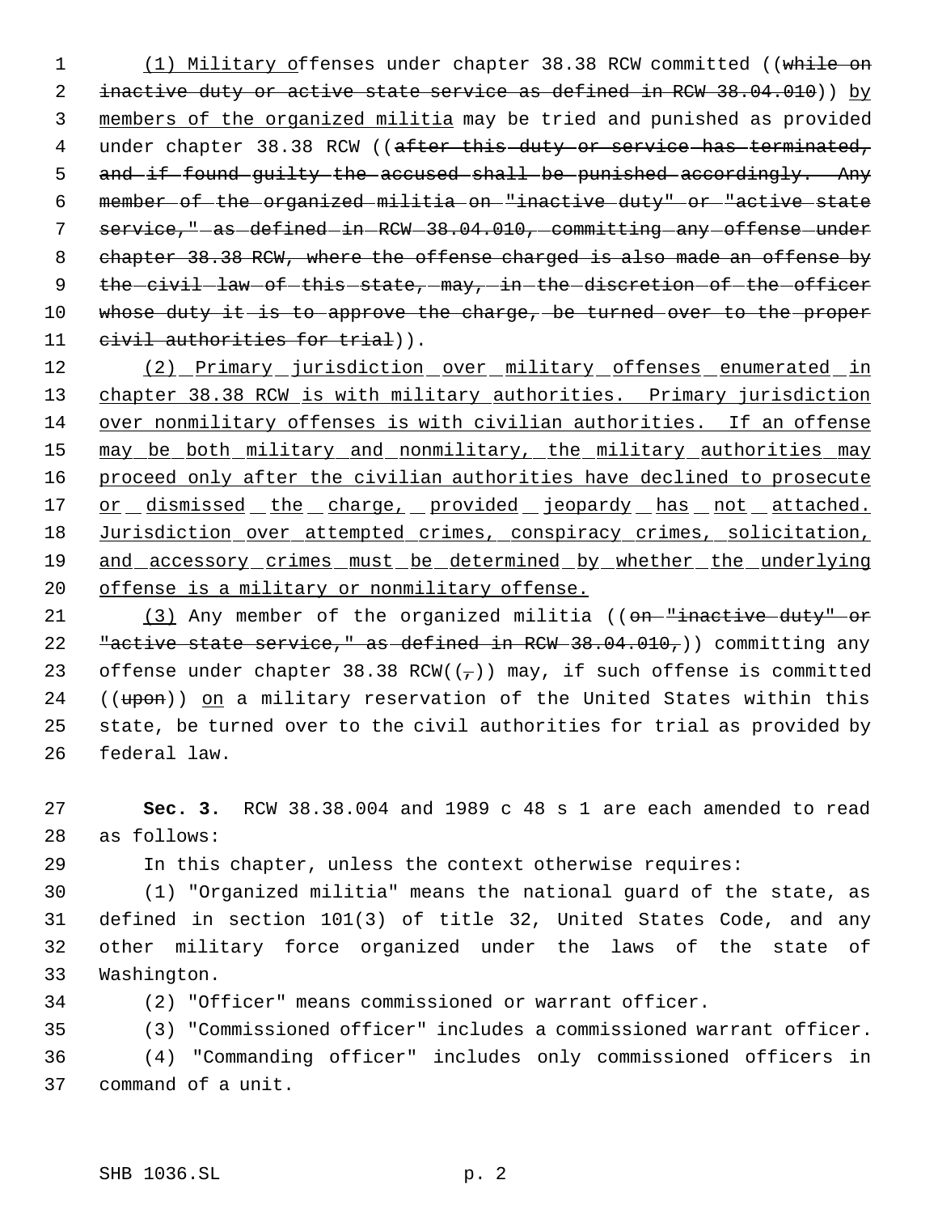(1) Military offenses under chapter 38.38 RCW committed ((while on inactive duty or active state service as defined in RCW 38.04.010)) by members of the organized militia may be tried and punished as provided under chapter 38.38 RCW ((after this duty or service has terminated, and if found guilty the accused shall be punished accordingly. Any member of the organized militia on "inactive duty" or "active state service," as defined in RCW 38.04.010, committing any offense under chapter 38.38 RCW, where the offense charged is also made an offense by the civil law of this state, may, in the discretion of the officer whose duty it is to approve the charge, be turned over to the proper civil authorities for trial)).

(2) Primary jurisdiction over military offenses enumerated in chapter 38.38 RCW is with military authorities. Primary jurisdiction over nonmilitary offenses is with civilian authorities. If an offense may be both military and nonmilitary, the military authorities may proceed only after the civilian authorities have declined to prosecute or dismissed the charge, provided jeopardy has not attached. Jurisdiction over attempted crimes, conspiracy crimes, solicitation, and accessory crimes must be determined by whether the underlying offense is a military or nonmilitary offense.

(3) Any member of the organized militia ((on "inactive duty" or "active state service," as defined in RCW 38.04.010,)) committing any offense under chapter 38.38 RCW((,)) may, if such offense is committed ((upon)) on a military reservation of the United States within this state, be turned over to the civil authorities for trial as provided by federal law.

**Sec. 3.** RCW 38.38.004 and 1989 c 48 s 1 are each amended to read as follows:

In this chapter, unless the context otherwise requires:

(1) "Organized militia" means the national guard of the state, as defined in section 101(3) of title 32, United States Code, and any other military force organized under the laws of the state of Washington.

(2) "Officer" means commissioned or warrant officer.

(3) "Commissioned officer" includes a commissioned warrant officer.

(4) "Commanding officer" includes only commissioned officers in command of a unit.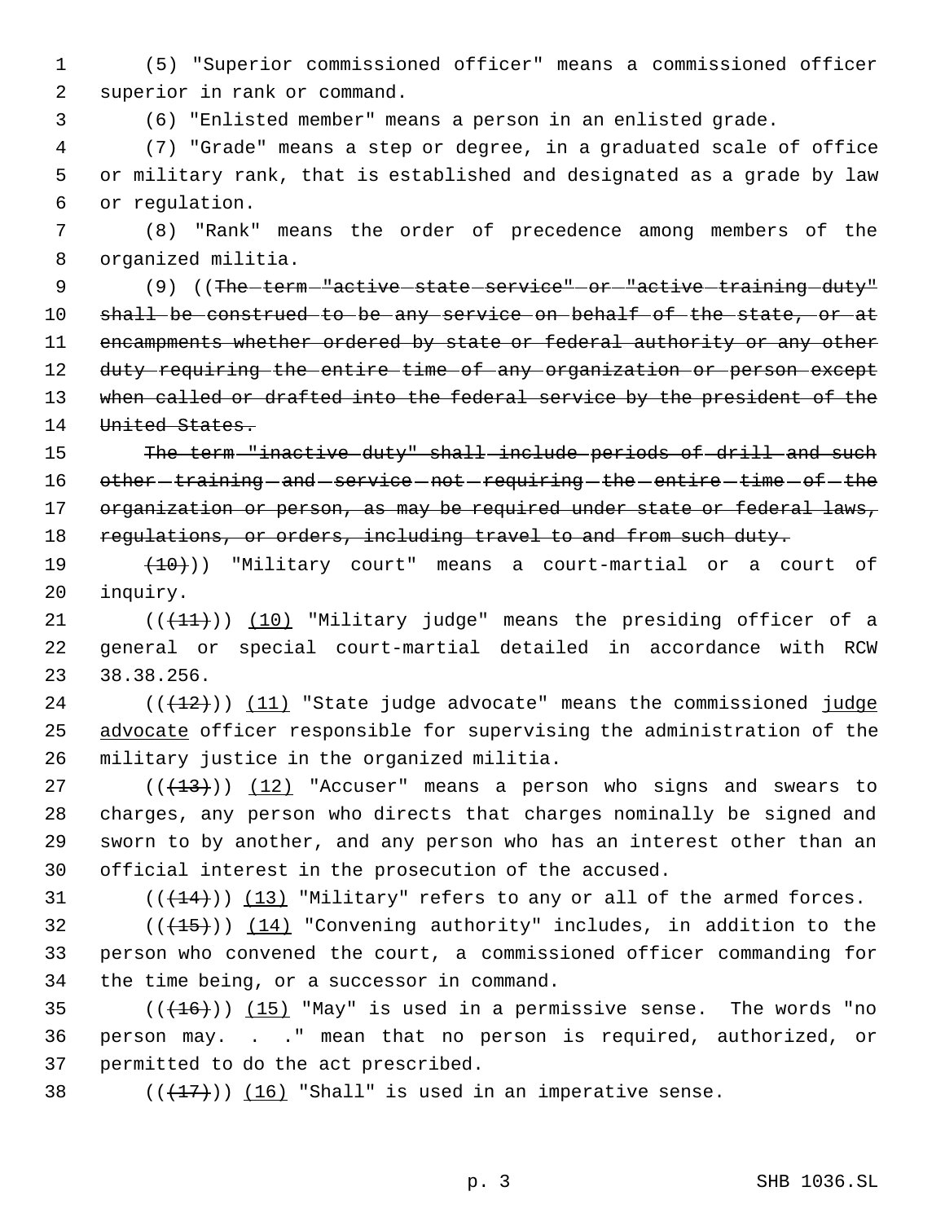(5) "Superior commissioned officer" means a commissioned officer superior in rank or command.

(6) "Enlisted member" means a person in an enlisted grade.

(7) "Grade" means a step or degree, in a graduated scale of office or military rank, that is established and designated as a grade by law or regulation.

(8) "Rank" means the order of precedence among members of the organized militia.

(9) ((~~The term "active state service" or "active training duty" shall be construed to be any service on behalf of the state, or at encampments whether ordered by state or federal authority or any other duty requiring the entire time of any organization or person except when called or drafted into the federal service by the president of the United States.~~

~~The term "inactive duty" shall include periods of drill and such other training and service not requiring the entire time of the organization or person, as may be required under state or federal laws, regulations, or orders, including travel to and from such duty.~~

~~(10)~~)) "Military court" means a court-martial or a court of inquiry.

((~~(11)~~)) <u>(10)</u> "Military judge" means the presiding officer of a general or special court-martial detailed in accordance with RCW 38.38.256.

((~~(12)~~)) <u>(11)</u> "State judge advocate" means the commissioned <u>judge advocate</u> officer responsible for supervising the administration of the military justice in the organized militia.

((~~(13)~~)) <u>(12)</u> "Accuser" means a person who signs and swears to charges, any person who directs that charges nominally be signed and sworn to by another, and any person who has an interest other than an official interest in the prosecution of the accused.

((~~(14)~~)) <u>(13)</u> "Military" refers to any or all of the armed forces.

((~~(15)~~)) <u>(14)</u> "Convening authority" includes, in addition to the person who convened the court, a commissioned officer commanding for the time being, or a successor in command.

((~~(16)~~)) <u>(15)</u> "May" is used in a permissive sense. The words "no person may. . ." mean that no person is required, authorized, or permitted to do the act prescribed.

((~~(17)~~)) <u>(16)</u> "Shall" is used in an imperative sense.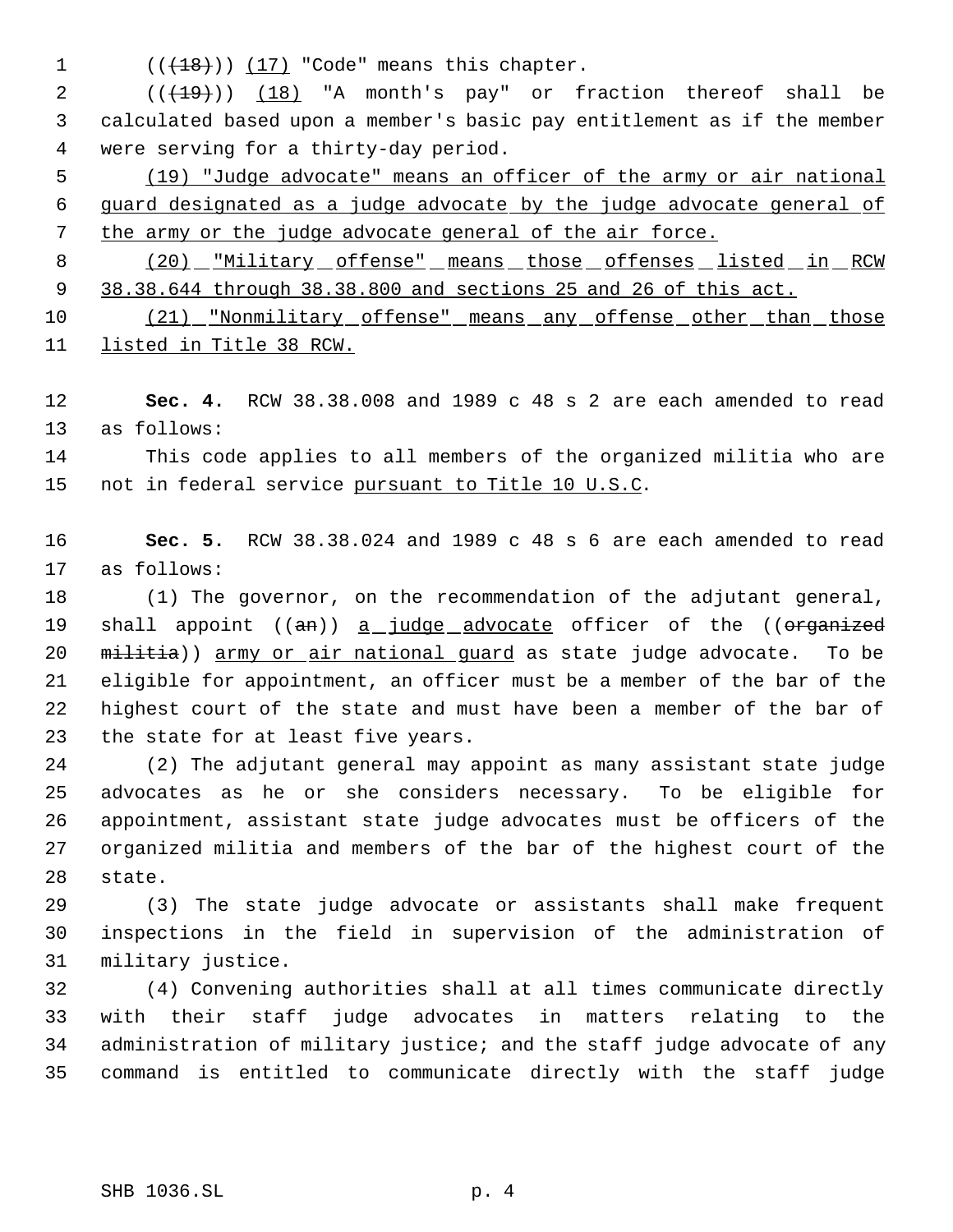(((18))) (17) "Code" means this chapter.

(((19))) (18) "A month's pay" or fraction thereof shall be calculated based upon a member's basic pay entitlement as if the member were serving for a thirty-day period.

(19) "Judge advocate" means an officer of the army or air national guard designated as a judge advocate by the judge advocate general of the army or the judge advocate general of the air force.

(20) "Military offense" means those offenses listed in RCW 38.38.644 through 38.38.800 and sections 25 and 26 of this act.

(21) "Nonmilitary offense" means any offense other than those listed in Title 38 RCW.

**Sec. 4.** RCW 38.38.008 and 1989 c 48 s 2 are each amended to read as follows:

This code applies to all members of the organized militia who are not in federal service pursuant to Title 10 U.S.C.

**Sec. 5.** RCW 38.38.024 and 1989 c 48 s 6 are each amended to read as follows:

(1) The governor, on the recommendation of the adjutant general, shall appoint ((an)) a judge advocate officer of the ((organized militia)) army or air national guard as state judge advocate. To be eligible for appointment, an officer must be a member of the bar of the highest court of the state and must have been a member of the bar of the state for at least five years.

(2) The adjutant general may appoint as many assistant state judge advocates as he or she considers necessary. To be eligible for appointment, assistant state judge advocates must be officers of the organized militia and members of the bar of the highest court of the state.

(3) The state judge advocate or assistants shall make frequent inspections in the field in supervision of the administration of military justice.

(4) Convening authorities shall at all times communicate directly with their staff judge advocates in matters relating to the administration of military justice; and the staff judge advocate of any command is entitled to communicate directly with the staff judge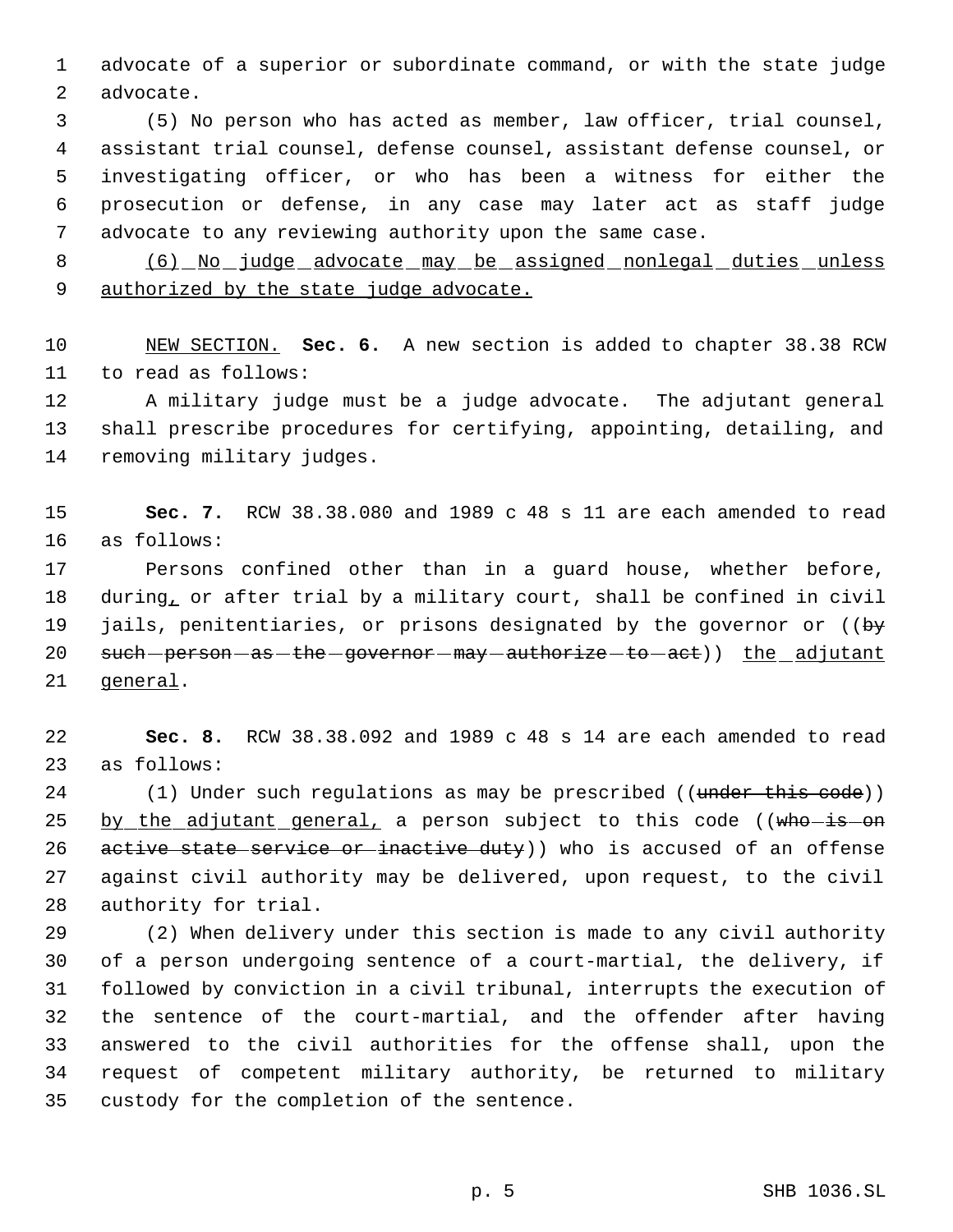advocate of a superior or subordinate command, or with the state judge advocate.

(5) No person who has acted as member, law officer, trial counsel, assistant trial counsel, defense counsel, assistant defense counsel, or investigating officer, or who has been a witness for either the prosecution or defense, in any case may later act as staff judge advocate to any reviewing authority upon the same case.

(6) No judge advocate may be assigned nonlegal duties unless authorized by the state judge advocate.

NEW SECTION. **Sec. 6.** A new section is added to chapter 38.38 RCW to read as follows:

A military judge must be a judge advocate. The adjutant general shall prescribe procedures for certifying, appointing, detailing, and removing military judges.

**Sec. 7.** RCW 38.38.080 and 1989 c 48 s 11 are each amended to read as follows:

Persons confined other than in a guard house, whether before, during, or after trial by a military court, shall be confined in civil jails, penitentiaries, or prisons designated by the governor or ((~~by such person as the governor may authorize to act~~)) the adjutant general.

**Sec. 8.** RCW 38.38.092 and 1989 c 48 s 14 are each amended to read as follows:

(1) Under such regulations as may be prescribed ((~~under this code~~)) by the adjutant general, a person subject to this code ((~~who is on active state service or inactive duty~~)) who is accused of an offense against civil authority may be delivered, upon request, to the civil authority for trial.

(2) When delivery under this section is made to any civil authority of a person undergoing sentence of a court-martial, the delivery, if followed by conviction in a civil tribunal, interrupts the execution of the sentence of the court-martial, and the offender after having answered to the civil authorities for the offense shall, upon the request of competent military authority, be returned to military custody for the completion of the sentence.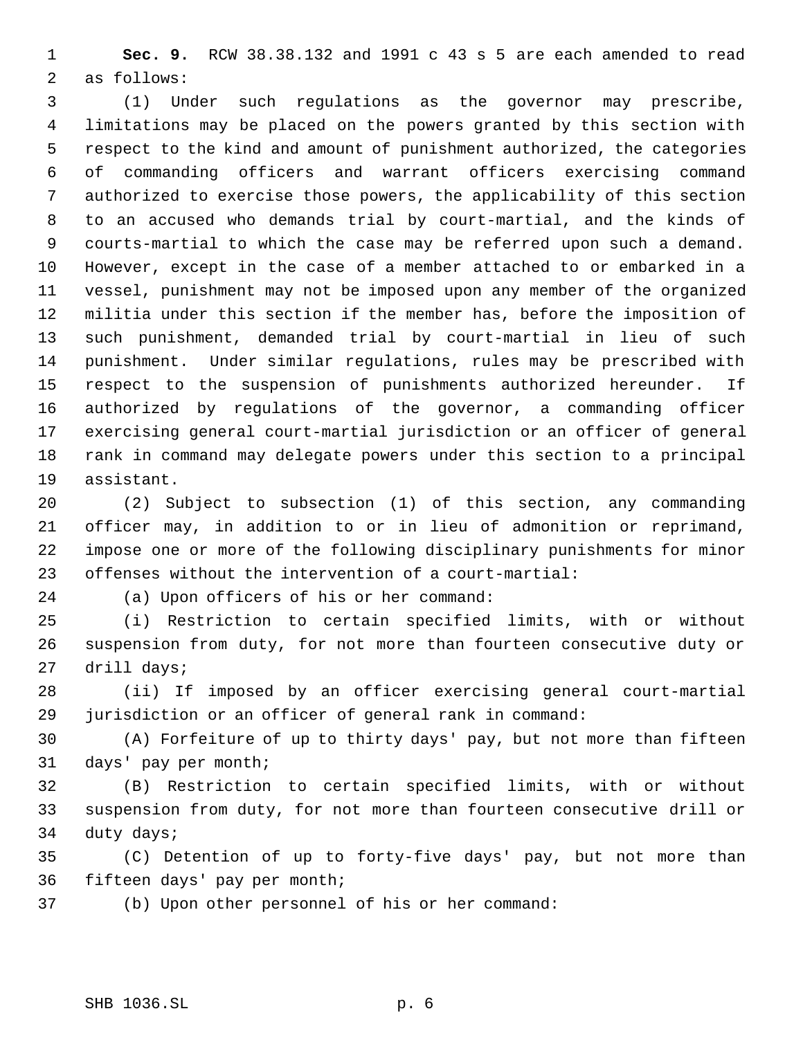**Sec. 9.** RCW 38.38.132 and 1991 c 43 s 5 are each amended to read as follows:

(1) Under such regulations as the governor may prescribe, limitations may be placed on the powers granted by this section with respect to the kind and amount of punishment authorized, the categories of commanding officers and warrant officers exercising command authorized to exercise those powers, the applicability of this section to an accused who demands trial by court-martial, and the kinds of courts-martial to which the case may be referred upon such a demand. However, except in the case of a member attached to or embarked in a vessel, punishment may not be imposed upon any member of the organized militia under this section if the member has, before the imposition of such punishment, demanded trial by court-martial in lieu of such punishment. Under similar regulations, rules may be prescribed with respect to the suspension of punishments authorized hereunder. If authorized by regulations of the governor, a commanding officer exercising general court-martial jurisdiction or an officer of general rank in command may delegate powers under this section to a principal assistant.

(2) Subject to subsection (1) of this section, any commanding officer may, in addition to or in lieu of admonition or reprimand, impose one or more of the following disciplinary punishments for minor offenses without the intervention of a court-martial:

(a) Upon officers of his or her command:

(i) Restriction to certain specified limits, with or without suspension from duty, for not more than fourteen consecutive duty or drill days;

(ii) If imposed by an officer exercising general court-martial jurisdiction or an officer of general rank in command:

(A) Forfeiture of up to thirty days' pay, but not more than fifteen days' pay per month;

(B) Restriction to certain specified limits, with or without suspension from duty, for not more than fourteen consecutive drill or duty days;

(C) Detention of up to forty-five days' pay, but not more than fifteen days' pay per month;

(b) Upon other personnel of his or her command: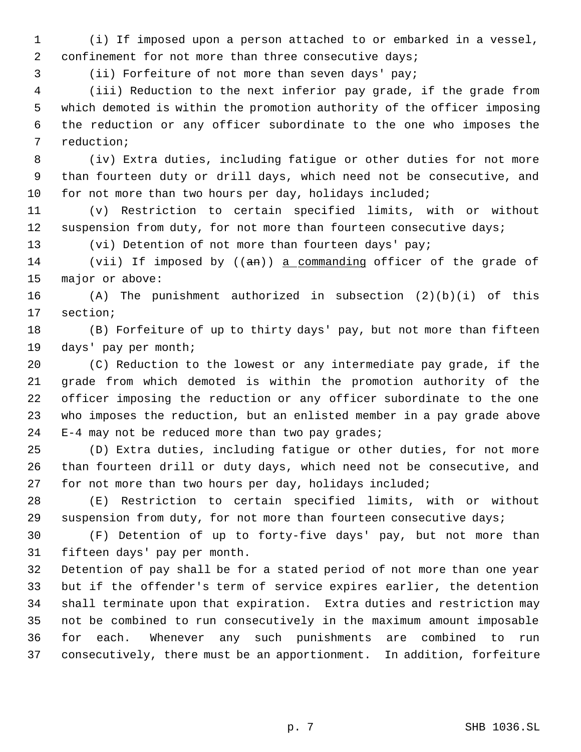(i) If imposed upon a person attached to or embarked in a vessel, confinement for not more than three consecutive days;

(ii) Forfeiture of not more than seven days' pay;

(iii) Reduction to the next inferior pay grade, if the grade from which demoted is within the promotion authority of the officer imposing the reduction or any officer subordinate to the one who imposes the reduction;

(iv) Extra duties, including fatigue or other duties for not more than fourteen duty or drill days, which need not be consecutive, and for not more than two hours per day, holidays included;

(v) Restriction to certain specified limits, with or without suspension from duty, for not more than fourteen consecutive days;

(vi) Detention of not more than fourteen days' pay;

(vii) If imposed by ((~~an~~)) a commanding officer of the grade of major or above:

(A) The punishment authorized in subsection (2)(b)(i) of this section;

(B) Forfeiture of up to thirty days' pay, but not more than fifteen days' pay per month;

(C) Reduction to the lowest or any intermediate pay grade, if the grade from which demoted is within the promotion authority of the officer imposing the reduction or any officer subordinate to the one who imposes the reduction, but an enlisted member in a pay grade above E-4 may not be reduced more than two pay grades;

(D) Extra duties, including fatigue or other duties, for not more than fourteen drill or duty days, which need not be consecutive, and for not more than two hours per day, holidays included;

(E) Restriction to certain specified limits, with or without suspension from duty, for not more than fourteen consecutive days;

(F) Detention of up to forty-five days' pay, but not more than fifteen days' pay per month.

Detention of pay shall be for a stated period of not more than one year but if the offender's term of service expires earlier, the detention shall terminate upon that expiration. Extra duties and restriction may not be combined to run consecutively in the maximum amount imposable for each. Whenever any such punishments are combined to run consecutively, there must be an apportionment. In addition, forfeiture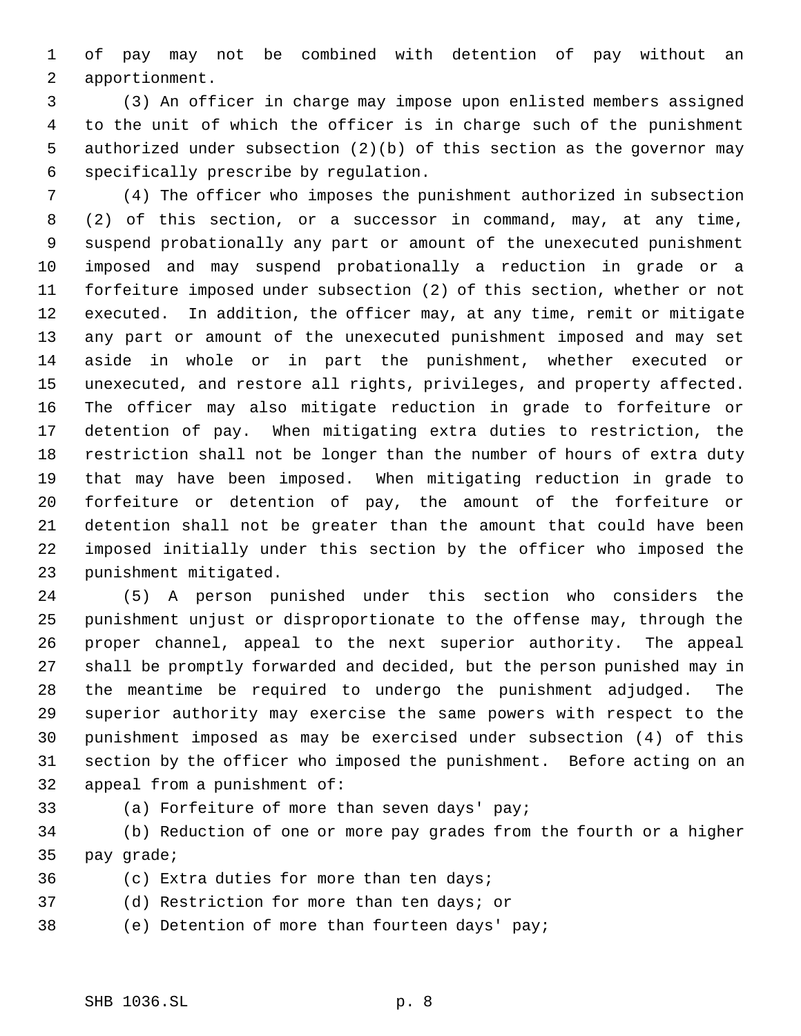of pay may not be combined with detention of pay without an apportionment.

(3) An officer in charge may impose upon enlisted members assigned to the unit of which the officer is in charge such of the punishment authorized under subsection (2)(b) of this section as the governor may specifically prescribe by regulation.

(4) The officer who imposes the punishment authorized in subsection (2) of this section, or a successor in command, may, at any time, suspend probationally any part or amount of the unexecuted punishment imposed and may suspend probationally a reduction in grade or a forfeiture imposed under subsection (2) of this section, whether or not executed. In addition, the officer may, at any time, remit or mitigate any part or amount of the unexecuted punishment imposed and may set aside in whole or in part the punishment, whether executed or unexecuted, and restore all rights, privileges, and property affected. The officer may also mitigate reduction in grade to forfeiture or detention of pay. When mitigating extra duties to restriction, the restriction shall not be longer than the number of hours of extra duty that may have been imposed. When mitigating reduction in grade to forfeiture or detention of pay, the amount of the forfeiture or detention shall not be greater than the amount that could have been imposed initially under this section by the officer who imposed the punishment mitigated.

(5) A person punished under this section who considers the punishment unjust or disproportionate to the offense may, through the proper channel, appeal to the next superior authority. The appeal shall be promptly forwarded and decided, but the person punished may in the meantime be required to undergo the punishment adjudged. The superior authority may exercise the same powers with respect to the punishment imposed as may be exercised under subsection (4) of this section by the officer who imposed the punishment. Before acting on an appeal from a punishment of:

(a) Forfeiture of more than seven days' pay;

(b) Reduction of one or more pay grades from the fourth or a higher pay grade;

(c) Extra duties for more than ten days;

(d) Restriction for more than ten days; or

(e) Detention of more than fourteen days' pay;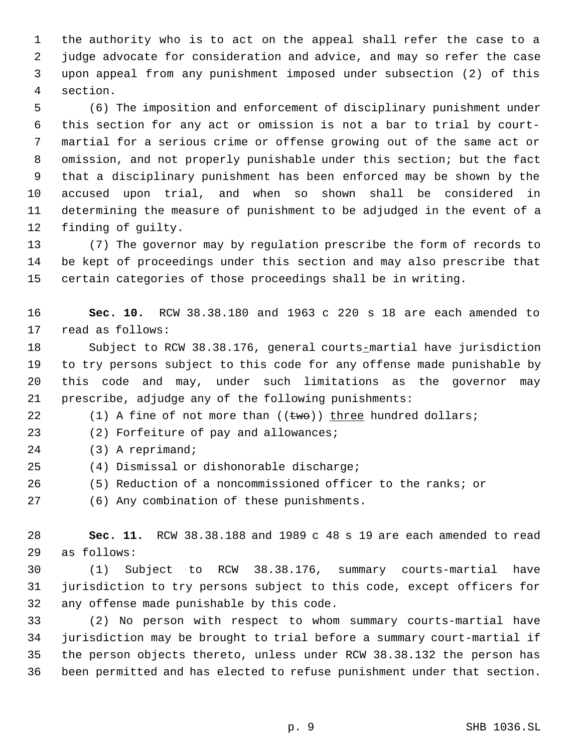the authority who is to act on the appeal shall refer the case to a judge advocate for consideration and advice, and may so refer the case upon appeal from any punishment imposed under subsection (2) of this section.

(6) The imposition and enforcement of disciplinary punishment under this section for any act or omission is not a bar to trial by court-martial for a serious crime or offense growing out of the same act or omission, and not properly punishable under this section; but the fact that a disciplinary punishment has been enforced may be shown by the accused upon trial, and when so shown shall be considered in determining the measure of punishment to be adjudged in the event of a finding of guilty.

(7) The governor may by regulation prescribe the form of records to be kept of proceedings under this section and may also prescribe that certain categories of those proceedings shall be in writing.

**Sec. 10.** RCW 38.38.180 and 1963 c 220 s 18 are each amended to read as follows:

Subject to RCW 38.38.176, general courts-martial have jurisdiction to try persons subject to this code for any offense made punishable by this code and may, under such limitations as the governor may prescribe, adjudge any of the following punishments:

(1) A fine of not more than ((~~two~~)) <u>three</u> hundred dollars;

(2) Forfeiture of pay and allowances;

(3) A reprimand;

(4) Dismissal or dishonorable discharge;

(5) Reduction of a noncommissioned officer to the ranks; or

(6) Any combination of these punishments.

**Sec. 11.** RCW 38.38.188 and 1989 c 48 s 19 are each amended to read as follows:

(1) Subject to RCW 38.38.176, summary courts-martial have jurisdiction to try persons subject to this code, except officers for any offense made punishable by this code.

(2) No person with respect to whom summary courts-martial have jurisdiction may be brought to trial before a summary court-martial if the person objects thereto, unless under RCW 38.38.132 the person has been permitted and has elected to refuse punishment under that section.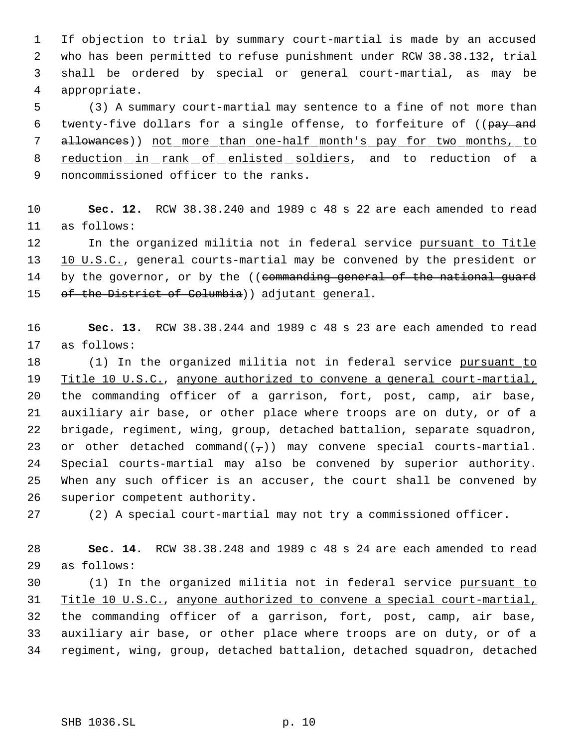If objection to trial by summary court-martial is made by an accused who has been permitted to refuse punishment under RCW 38.38.132, trial shall be ordered by special or general court-martial, as may be appropriate.

(3) A summary court-martial may sentence to a fine of not more than twenty-five dollars for a single offense, to forfeiture of ((~~pay and allowances~~)) <u>not more than one-half month's pay for two months, to reduction in rank of enlisted soldiers</u>, and to reduction of a noncommissioned officer to the ranks.

**Sec. 12.** RCW 38.38.240 and 1989 c 48 s 22 are each amended to read as follows:

In the organized militia not in federal service <u>pursuant to Title 10 U.S.C.</u>, general courts-martial may be convened by the president or by the governor, or by the ((~~commanding general of the national guard of the District of Columbia~~)) <u>adjutant general</u>.

**Sec. 13.** RCW 38.38.244 and 1989 c 48 s 23 are each amended to read as follows:

(1) In the organized militia not in federal service <u>pursuant to Title 10 U.S.C.</u>, <u>anyone authorized to convene a general court-martial,</u> the commanding officer of a garrison, fort, post, camp, air base, auxiliary air base, or other place where troops are on duty, or of a brigade, regiment, wing, group, detached battalion, separate squadron, or other detached command((~~,~~)) may convene special courts-martial. Special courts-martial may also be convened by superior authority. When any such officer is an accuser, the court shall be convened by superior competent authority.

(2) A special court-martial may not try a commissioned officer.

**Sec. 14.** RCW 38.38.248 and 1989 c 48 s 24 are each amended to read as follows:

(1) In the organized militia not in federal service <u>pursuant to Title 10 U.S.C.</u>, <u>anyone authorized to convene a special court-martial,</u> the commanding officer of a garrison, fort, post, camp, air base, auxiliary air base, or other place where troops are on duty, or of a regiment, wing, group, detached battalion, detached squadron, detached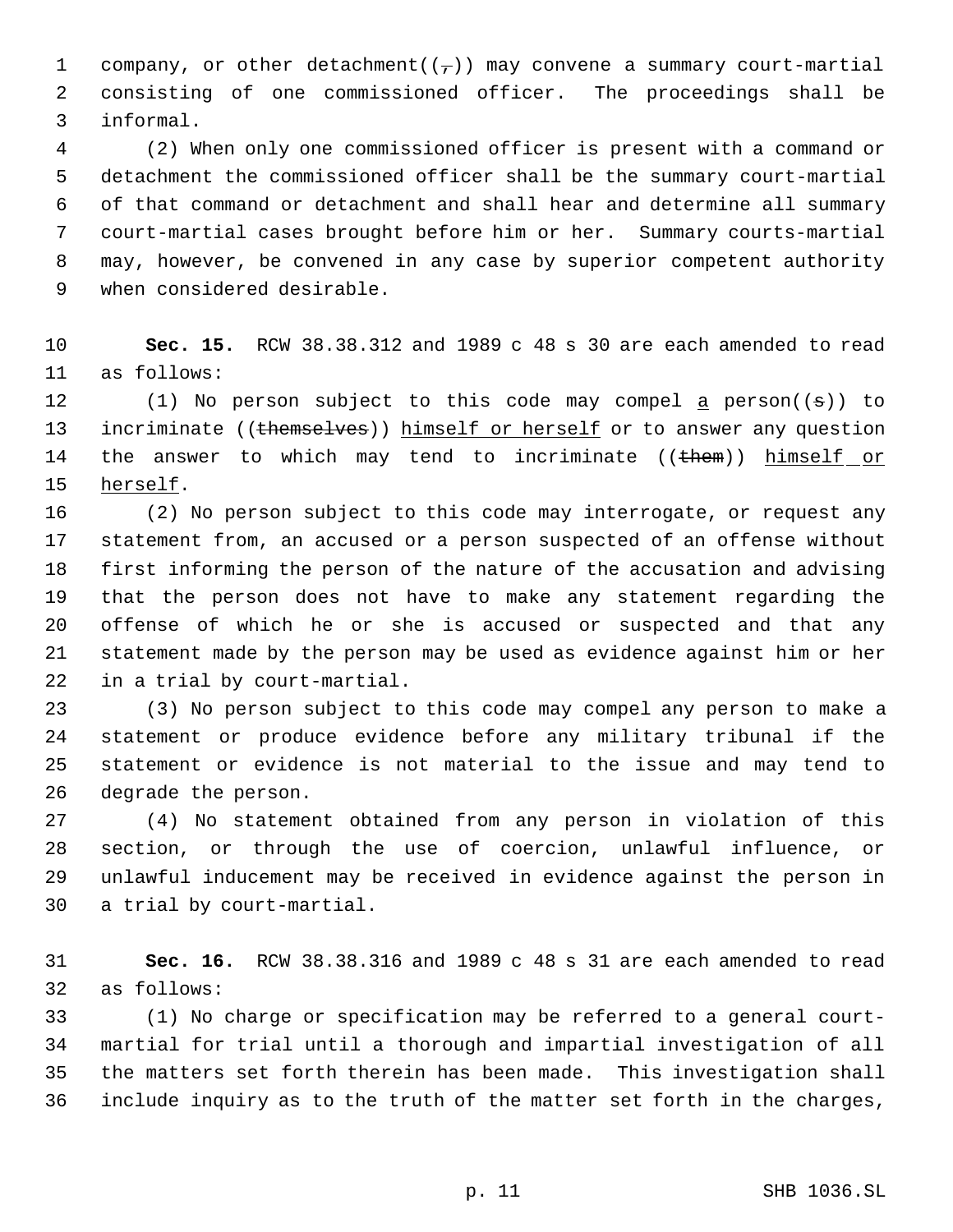company, or other detachment((,)) may convene a summary court-martial consisting of one commissioned officer. The proceedings shall be informal.

(2) When only one commissioned officer is present with a command or detachment the commissioned officer shall be the summary court-martial of that command or detachment and shall hear and determine all summary court-martial cases brought before him or her. Summary courts-martial may, however, be convened in any case by superior competent authority when considered desirable.

**Sec. 15.** RCW 38.38.312 and 1989 c 48 s 30 are each amended to read as follows:

(1) No person subject to this code may compel a person((s)) to incriminate ((themselves)) himself or herself or to answer any question the answer to which may tend to incriminate ((them)) himself or herself.

(2) No person subject to this code may interrogate, or request any statement from, an accused or a person suspected of an offense without first informing the person of the nature of the accusation and advising that the person does not have to make any statement regarding the offense of which he or she is accused or suspected and that any statement made by the person may be used as evidence against him or her in a trial by court-martial.

(3) No person subject to this code may compel any person to make a statement or produce evidence before any military tribunal if the statement or evidence is not material to the issue and may tend to degrade the person.

(4) No statement obtained from any person in violation of this section, or through the use of coercion, unlawful influence, or unlawful inducement may be received in evidence against the person in a trial by court-martial.

**Sec. 16.** RCW 38.38.316 and 1989 c 48 s 31 are each amended to read as follows:

(1) No charge or specification may be referred to a general court-martial for trial until a thorough and impartial investigation of all the matters set forth therein has been made. This investigation shall include inquiry as to the truth of the matter set forth in the charges,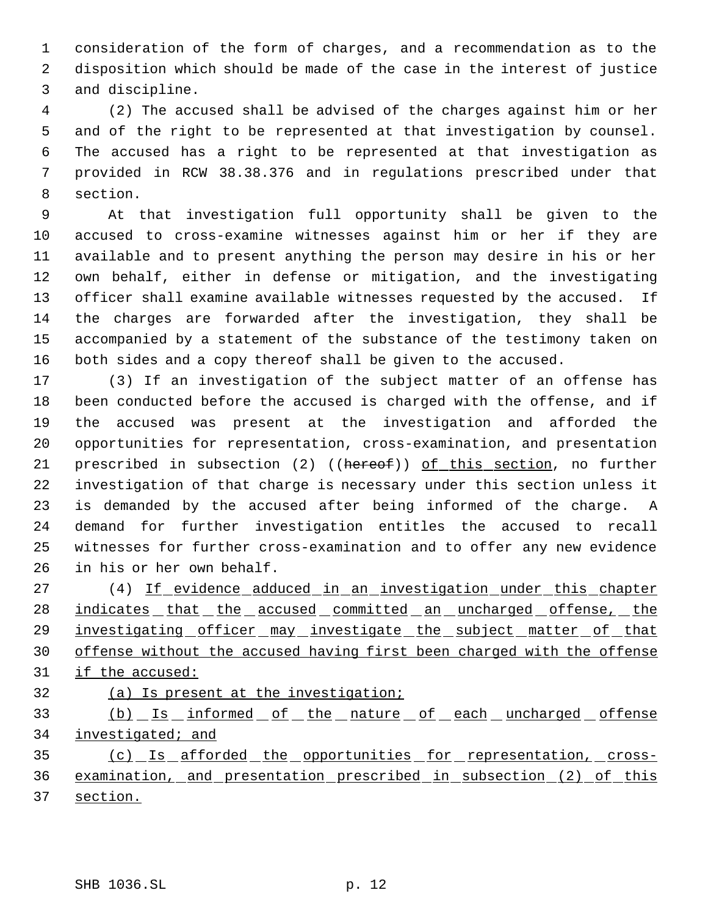consideration of the form of charges, and a recommendation as to the disposition which should be made of the case in the interest of justice and discipline.

(2) The accused shall be advised of the charges against him or her and of the right to be represented at that investigation by counsel. The accused has a right to be represented at that investigation as provided in RCW 38.38.376 and in regulations prescribed under that section.

At that investigation full opportunity shall be given to the accused to cross-examine witnesses against him or her if they are available and to present anything the person may desire in his or her own behalf, either in defense or mitigation, and the investigating officer shall examine available witnesses requested by the accused. If the charges are forwarded after the investigation, they shall be accompanied by a statement of the substance of the testimony taken on both sides and a copy thereof shall be given to the accused.

(3) If an investigation of the subject matter of an offense has been conducted before the accused is charged with the offense, and if the accused was present at the investigation and afforded the opportunities for representation, cross-examination, and presentation prescribed in subsection (2) ((~~hereof~~)) <u>of this section</u>, no further investigation of that charge is necessary under this section unless it is demanded by the accused after being informed of the charge. A demand for further investigation entitles the accused to recall witnesses for further cross-examination and to offer any new evidence in his or her own behalf.

(4) <u>If evidence adduced in an investigation under this chapter indicates that the accused committed an uncharged offense, the investigating officer may investigate the subject matter of that offense without the accused having first been charged with the offense if the accused:</u>

<u>(a) Is present at the investigation;</u>

<u>(b) Is informed of the nature of each uncharged offense investigated; and</u>

<u>(c) Is afforded the opportunities for representation, cross-examination, and presentation prescribed in subsection (2) of this section.</u>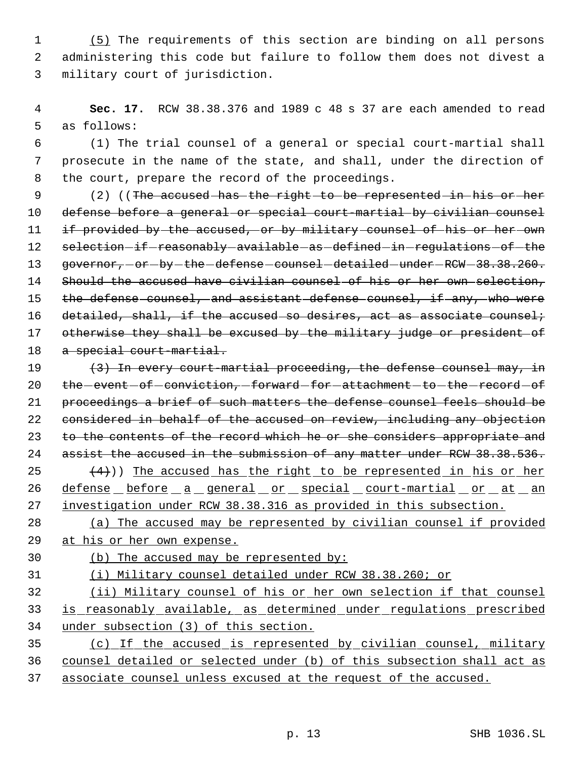(5) The requirements of this section are binding on all persons administering this code but failure to follow them does not divest a military court of jurisdiction.

**Sec. 17.** RCW 38.38.376 and 1989 c 48 s 37 are each amended to read as follows:

(1) The trial counsel of a general or special court-martial shall prosecute in the name of the state, and shall, under the direction of the court, prepare the record of the proceedings.

(2) ((~~The accused has the right to be represented in his or her defense before a general or special court-martial by civilian counsel if provided by the accused, or by military counsel of his or her own selection if reasonably available as defined in regulations of the governor, or by the defense counsel detailed under RCW 38.38.260. Should the accused have civilian counsel of his or her own selection, the defense counsel, and assistant defense counsel, if any, who were detailed, shall, if the accused so desires, act as associate counsel; otherwise they shall be excused by the military judge or president of a special court-martial.~~

~~(3) In every court-martial proceeding, the defense counsel may, in the event of conviction, forward for attachment to the record of proceedings a brief of such matters the defense counsel feels should be considered in behalf of the accused on review, including any objection to the contents of the record which he or she considers appropriate and assist the accused in the submission of any matter under RCW 38.38.536.~~

~~(4)~~)) <u>The accused has the right to be represented in his or her defense before a general or special court-martial or at an investigation under RCW 38.38.316 as provided in this subsection.</u>

<u>(a) The accused may be represented by civilian counsel if provided at his or her own expense.</u>

<u>(b) The accused may be represented by:</u>

<u>(i) Military counsel detailed under RCW 38.38.260; or</u>

<u>(ii) Military counsel of his or her own selection if that counsel is reasonably available, as determined under regulations prescribed under subsection (3) of this section.</u>

<u>(c) If the accused is represented by civilian counsel, military counsel detailed or selected under (b) of this subsection shall act as associate counsel unless excused at the request of the accused.</u>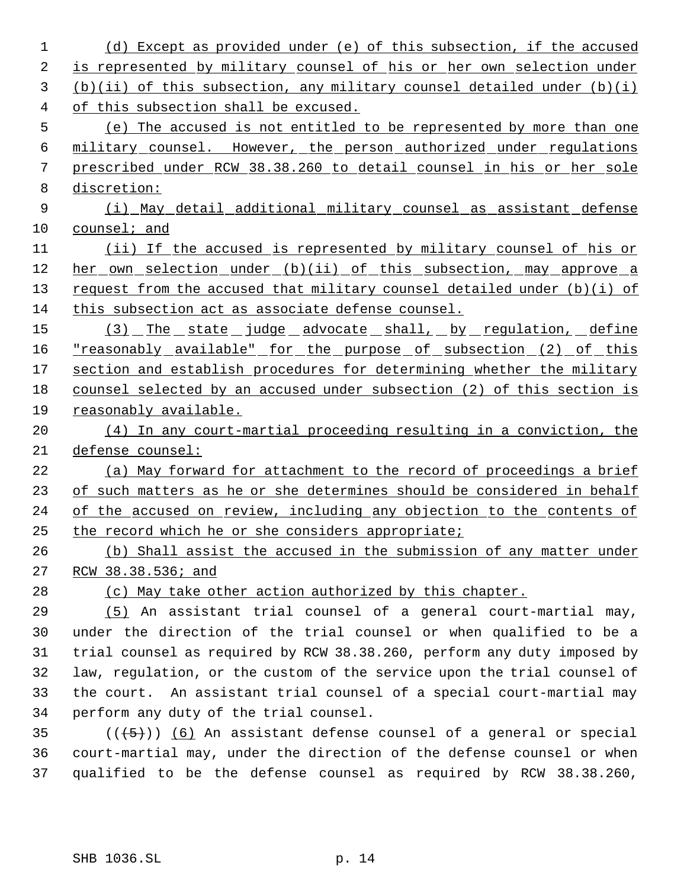(d) Except as provided under (e) of this subsection, if the accused is represented by military counsel of his or her own selection under (b)(ii) of this subsection, any military counsel detailed under (b)(i) of this subsection shall be excused.

(e) The accused is not entitled to be represented by more than one military counsel. However, the person authorized under regulations prescribed under RCW 38.38.260 to detail counsel in his or her sole discretion:

(i) May detail additional military counsel as assistant defense counsel; and

(ii) If the accused is represented by military counsel of his or her own selection under (b)(ii) of this subsection, may approve a request from the accused that military counsel detailed under (b)(i) of this subsection act as associate defense counsel.

(3) The state judge advocate shall, by regulation, define "reasonably available" for the purpose of subsection (2) of this section and establish procedures for determining whether the military counsel selected by an accused under subsection (2) of this section is reasonably available.

(4) In any court-martial proceeding resulting in a conviction, the defense counsel:

(a) May forward for attachment to the record of proceedings a brief of such matters as he or she determines should be considered in behalf of the accused on review, including any objection to the contents of the record which he or she considers appropriate;

(b) Shall assist the accused in the submission of any matter under RCW 38.38.536; and

(c) May take other action authorized by this chapter.

(5) An assistant trial counsel of a general court-martial may, under the direction of the trial counsel or when qualified to be a trial counsel as required by RCW 38.38.260, perform any duty imposed by law, regulation, or the custom of the service upon the trial counsel of the court. An assistant trial counsel of a special court-martial may perform any duty of the trial counsel.

(((5))) (6) An assistant defense counsel of a general or special court-martial may, under the direction of the defense counsel or when qualified to be the defense counsel as required by RCW 38.38.260,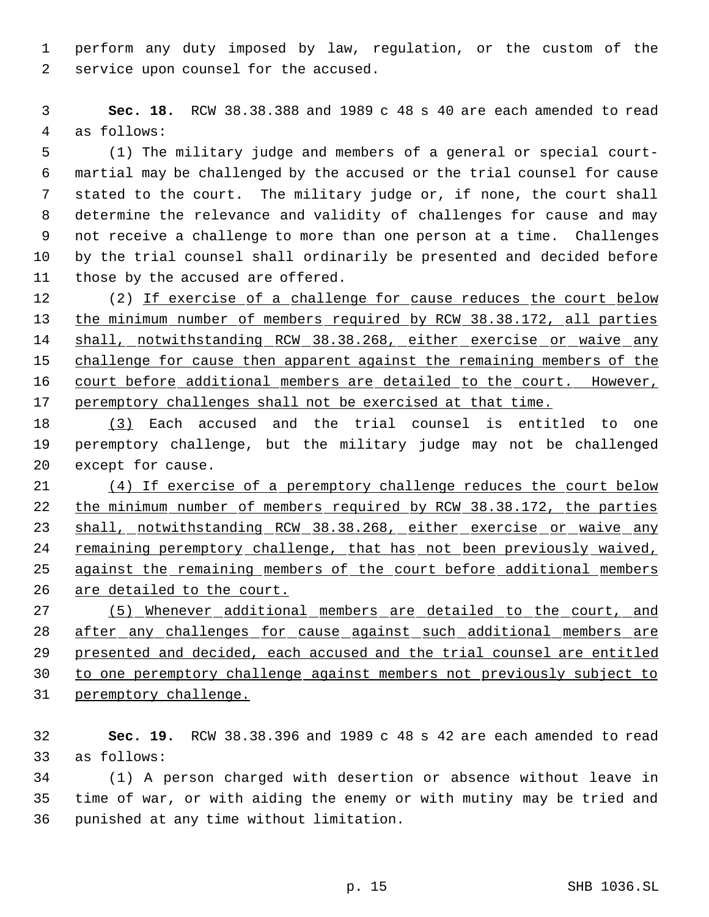perform any duty imposed by law, regulation, or the custom of the service upon counsel for the accused.

**Sec. 18.** RCW 38.38.388 and 1989 c 48 s 40 are each amended to read as follows:

(1) The military judge and members of a general or special court-martial may be challenged by the accused or the trial counsel for cause stated to the court. The military judge or, if none, the court shall determine the relevance and validity of challenges for cause and may not receive a challenge to more than one person at a time. Challenges by the trial counsel shall ordinarily be presented and decided before those by the accused are offered.

(2) <u>If exercise of a challenge for cause reduces the court below the minimum number of members required by RCW 38.38.172, all parties shall, notwithstanding RCW 38.38.268, either exercise or waive any challenge for cause then apparent against the remaining members of the court before additional members are detailed to the court. However, peremptory challenges shall not be exercised at that time.</u>

<u>(3)</u> Each accused and the trial counsel is entitled to one peremptory challenge, but the military judge may not be challenged except for cause.

<u>(4) If exercise of a peremptory challenge reduces the court below the minimum number of members required by RCW 38.38.172, the parties shall, notwithstanding RCW 38.38.268, either exercise or waive any remaining peremptory challenge, that has not been previously waived, against the remaining members of the court before additional members are detailed to the court.</u>

<u>(5) Whenever additional members are detailed to the court, and after any challenges for cause against such additional members are presented and decided, each accused and the trial counsel are entitled to one peremptory challenge against members not previously subject to peremptory challenge.</u>

**Sec. 19.** RCW 38.38.396 and 1989 c 48 s 42 are each amended to read as follows:

(1) A person charged with desertion or absence without leave in time of war, or with aiding the enemy or with mutiny may be tried and punished at any time without limitation.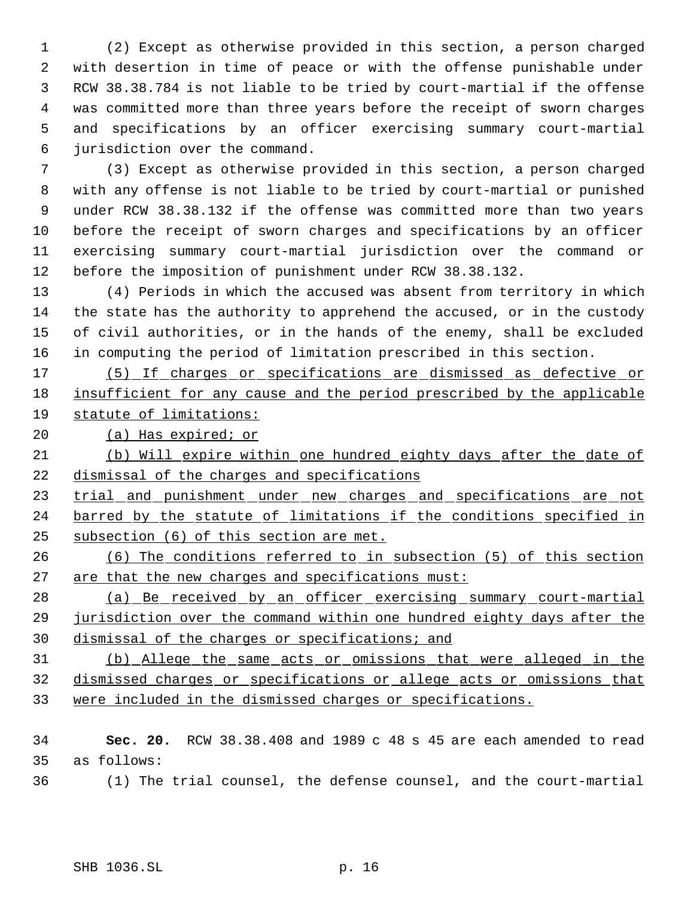(2) Except as otherwise provided in this section, a person charged with desertion in time of peace or with the offense punishable under RCW 38.38.784 is not liable to be tried by court-martial if the offense was committed more than three years before the receipt of sworn charges and specifications by an officer exercising summary court-martial jurisdiction over the command.

(3) Except as otherwise provided in this section, a person charged with any offense is not liable to be tried by court-martial or punished under RCW 38.38.132 if the offense was committed more than two years before the receipt of sworn charges and specifications by an officer exercising summary court-martial jurisdiction over the command or before the imposition of punishment under RCW 38.38.132.

(4) Periods in which the accused was absent from territory in which the state has the authority to apprehend the accused, or in the custody of civil authorities, or in the hands of the enemy, shall be excluded in computing the period of limitation prescribed in this section.

(5) If charges or specifications are dismissed as defective or insufficient for any cause and the period prescribed by the applicable statute of limitations:

(a) Has expired; or

(b) Will expire within one hundred eighty days after the date of dismissal of the charges and specifications

trial and punishment under new charges and specifications are not barred by the statute of limitations if the conditions specified in subsection (6) of this section are met.

(6) The conditions referred to in subsection (5) of this section are that the new charges and specifications must:

(a) Be received by an officer exercising summary court-martial jurisdiction over the command within one hundred eighty days after the dismissal of the charges or specifications; and

(b) Allege the same acts or omissions that were alleged in the dismissed charges or specifications or allege acts or omissions that were included in the dismissed charges or specifications.

**Sec. 20.** RCW 38.38.408 and 1989 c 48 s 45 are each amended to read as follows:

(1) The trial counsel, the defense counsel, and the court-martial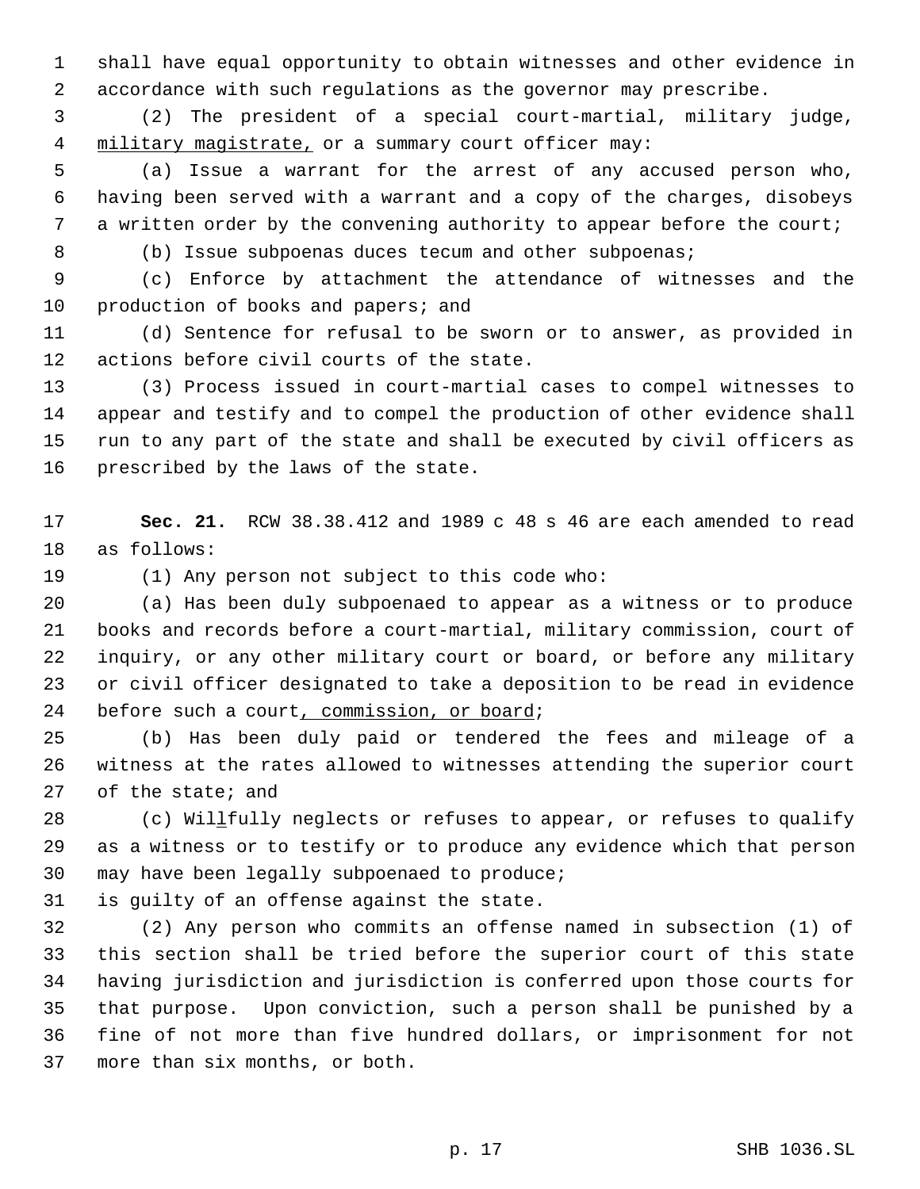shall have equal opportunity to obtain witnesses and other evidence in accordance with such regulations as the governor may prescribe.

(2) The president of a special court-martial, military judge, military magistrate, or a summary court officer may:

(a) Issue a warrant for the arrest of any accused person who, having been served with a warrant and a copy of the charges, disobeys a written order by the convening authority to appear before the court;

(b) Issue subpoenas duces tecum and other subpoenas;

(c) Enforce by attachment the attendance of witnesses and the production of books and papers; and

(d) Sentence for refusal to be sworn or to answer, as provided in actions before civil courts of the state.

(3) Process issued in court-martial cases to compel witnesses to appear and testify and to compel the production of other evidence shall run to any part of the state and shall be executed by civil officers as prescribed by the laws of the state.

**Sec. 21.** RCW 38.38.412 and 1989 c 48 s 46 are each amended to read as follows:

(1) Any person not subject to this code who:

(a) Has been duly subpoenaed to appear as a witness or to produce books and records before a court-martial, military commission, court of inquiry, or any other military court or board, or before any military or civil officer designated to take a deposition to be read in evidence before such a court, commission, or board;

(b) Has been duly paid or tendered the fees and mileage of a witness at the rates allowed to witnesses attending the superior court of the state; and

(c) Willfully neglects or refuses to appear, or refuses to qualify as a witness or to testify or to produce any evidence which that person may have been legally subpoenaed to produce;

is guilty of an offense against the state.

(2) Any person who commits an offense named in subsection (1) of this section shall be tried before the superior court of this state having jurisdiction and jurisdiction is conferred upon those courts for that purpose. Upon conviction, such a person shall be punished by a fine of not more than five hundred dollars, or imprisonment for not more than six months, or both.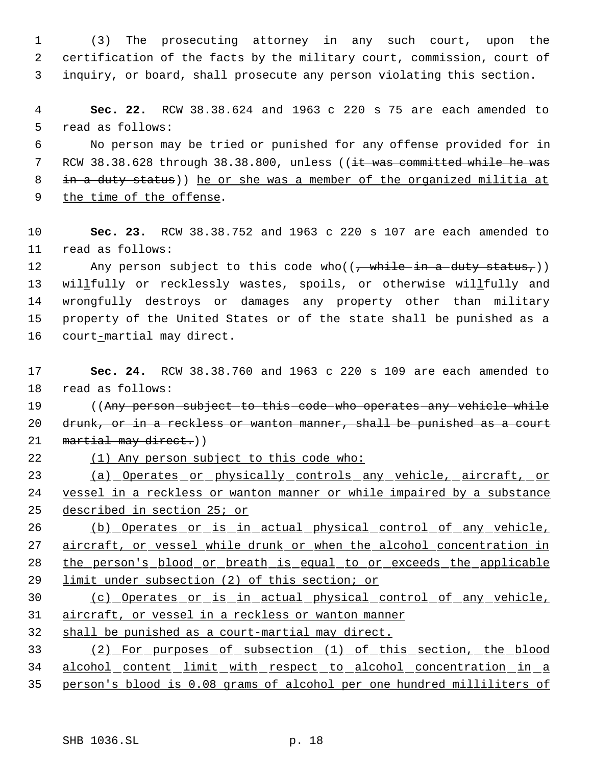(3) The prosecuting attorney in any such court, upon the certification of the facts by the military court, commission, court of inquiry, or board, shall prosecute any person violating this section.

**Sec. 22.** RCW 38.38.624 and 1963 c 220 s 75 are each amended to read as follows:

No person may be tried or punished for any offense provided for in RCW 38.38.628 through 38.38.800, unless ((~~it was committed while he was in a duty status~~)) <u>he or she was a member of the organized militia at the time of the offense</u>.

**Sec. 23.** RCW 38.38.752 and 1963 c 220 s 107 are each amended to read as follows:

Any person subject to this code who((~~, while in a duty status,~~)) wil<u>l</u>fully or recklessly wastes, spoils, or otherwise wil<u>l</u>fully and wrongfully destroys or damages any property other than military property of the United States or of the state shall be punished as a court<u>-</u>martial may direct.

**Sec. 24.** RCW 38.38.760 and 1963 c 220 s 109 are each amended to read as follows:

((~~Any person subject to this code who operates any vehicle while drunk, or in a reckless or wanton manner, shall be punished as a court martial may direct.~~))

<u>(1) Any person subject to this code who:</u>

<u>(a) Operates or physically controls any vehicle, aircraft, or vessel in a reckless or wanton manner or while impaired by a substance described in section 25; or</u>

<u>(b) Operates or is in actual physical control of any vehicle, aircraft, or vessel while drunk or when the alcohol concentration in the person's blood or breath is equal to or exceeds the applicable limit under subsection (2) of this section; or</u>

<u>(c) Operates or is in actual physical control of any vehicle, aircraft, or vessel in a reckless or wanton manner</u>

<u>shall be punished as a court-martial may direct.</u>

<u>(2) For purposes of subsection (1) of this section, the blood alcohol content limit with respect to alcohol concentration in a person's blood is 0.08 grams of alcohol per one hundred milliliters of</u>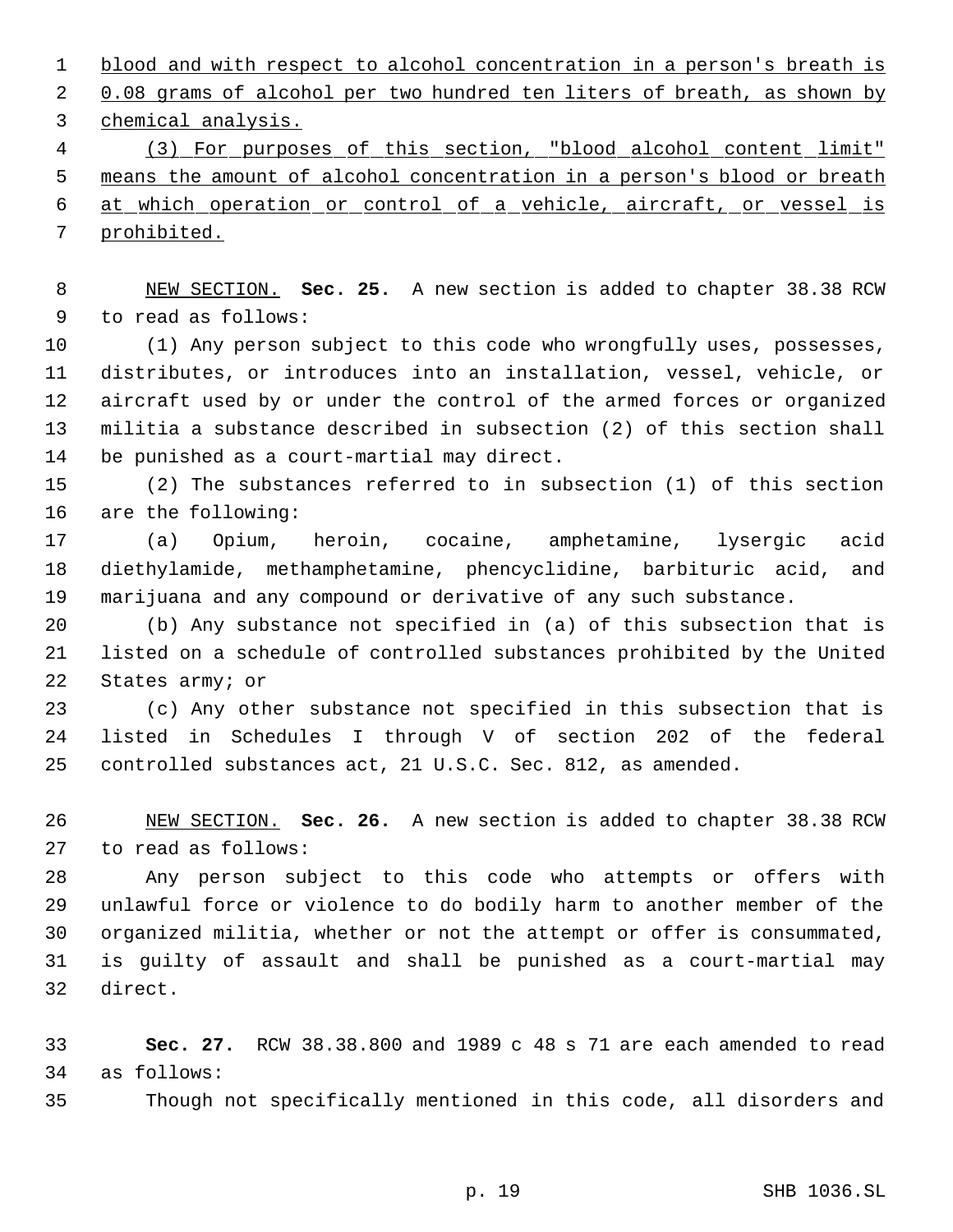blood and with respect to alcohol concentration in a person's breath is 0.08 grams of alcohol per two hundred ten liters of breath, as shown by chemical analysis.

(3) For purposes of this section, "blood alcohol content limit" means the amount of alcohol concentration in a person's blood or breath at which operation or control of a vehicle, aircraft, or vessel is prohibited.

NEW SECTION. **Sec. 25.** A new section is added to chapter 38.38 RCW to read as follows:

(1) Any person subject to this code who wrongfully uses, possesses, distributes, or introduces into an installation, vessel, vehicle, or aircraft used by or under the control of the armed forces or organized militia a substance described in subsection (2) of this section shall be punished as a court-martial may direct.

(2) The substances referred to in subsection (1) of this section are the following:

(a) Opium, heroin, cocaine, amphetamine, lysergic acid diethylamide, methamphetamine, phencyclidine, barbituric acid, and marijuana and any compound or derivative of any such substance.

(b) Any substance not specified in (a) of this subsection that is listed on a schedule of controlled substances prohibited by the United States army; or

(c) Any other substance not specified in this subsection that is listed in Schedules I through V of section 202 of the federal controlled substances act, 21 U.S.C. Sec. 812, as amended.

NEW SECTION. **Sec. 26.** A new section is added to chapter 38.38 RCW to read as follows:

Any person subject to this code who attempts or offers with unlawful force or violence to do bodily harm to another member of the organized militia, whether or not the attempt or offer is consummated, is guilty of assault and shall be punished as a court-martial may direct.

**Sec. 27.** RCW 38.38.800 and 1989 c 48 s 71 are each amended to read as follows:

Though not specifically mentioned in this code, all disorders and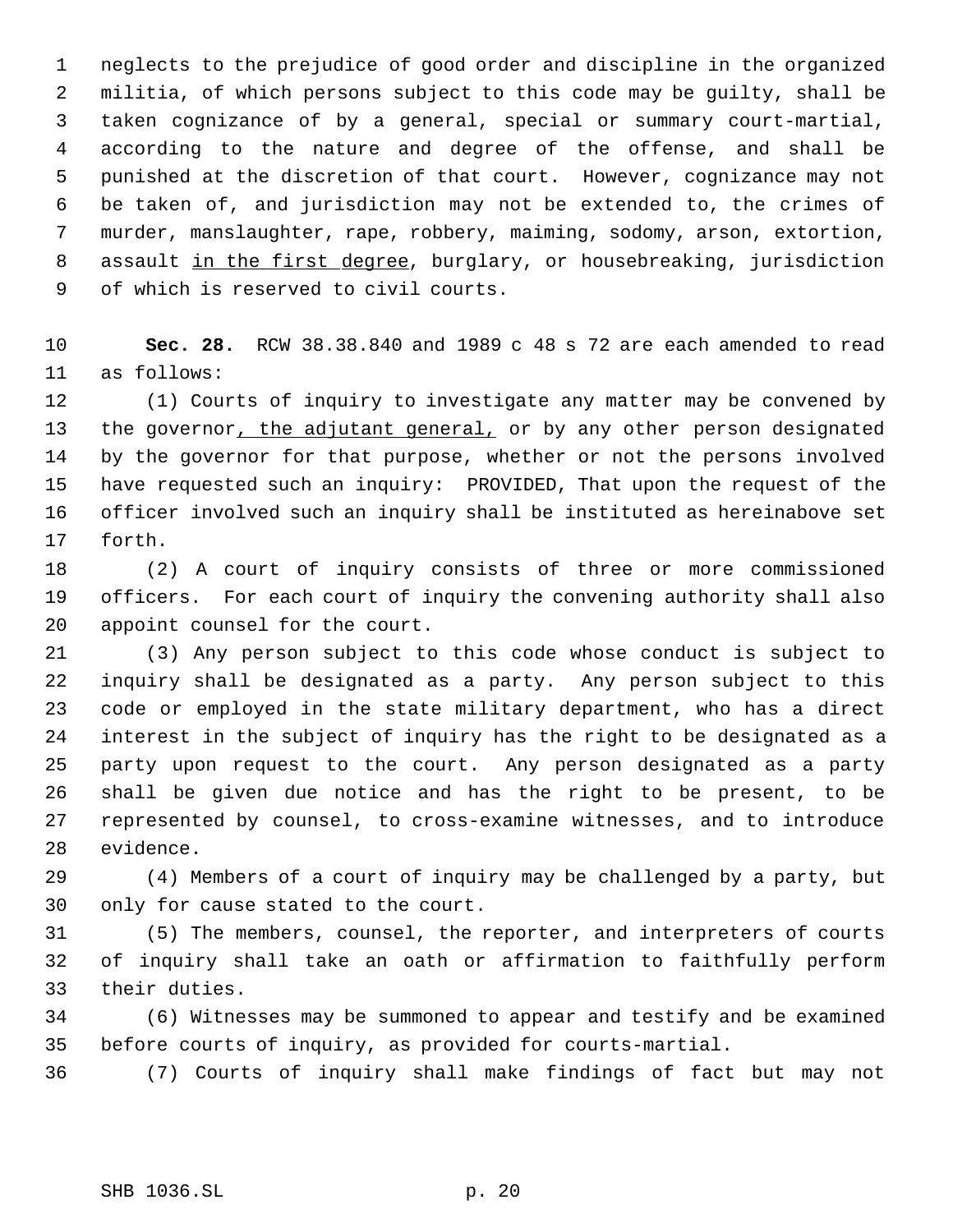neglects to the prejudice of good order and discipline in the organized militia, of which persons subject to this code may be guilty, shall be taken cognizance of by a general, special or summary court-martial, according to the nature and degree of the offense, and shall be punished at the discretion of that court. However, cognizance may not be taken of, and jurisdiction may not be extended to, the crimes of murder, manslaughter, rape, robbery, maiming, sodomy, arson, extortion, assault <u>in the first degree</u>, burglary, or housebreaking, jurisdiction of which is reserved to civil courts.

**Sec. 28.** RCW 38.38.840 and 1989 c 48 s 72 are each amended to read as follows:

(1) Courts of inquiry to investigate any matter may be convened by the governor<u>, the adjutant general,</u> or by any other person designated by the governor for that purpose, whether or not the persons involved have requested such an inquiry: PROVIDED, That upon the request of the officer involved such an inquiry shall be instituted as hereinabove set forth.

(2) A court of inquiry consists of three or more commissioned officers. For each court of inquiry the convening authority shall also appoint counsel for the court.

(3) Any person subject to this code whose conduct is subject to inquiry shall be designated as a party. Any person subject to this code or employed in the state military department, who has a direct interest in the subject of inquiry has the right to be designated as a party upon request to the court. Any person designated as a party shall be given due notice and has the right to be present, to be represented by counsel, to cross-examine witnesses, and to introduce evidence.

(4) Members of a court of inquiry may be challenged by a party, but only for cause stated to the court.

(5) The members, counsel, the reporter, and interpreters of courts of inquiry shall take an oath or affirmation to faithfully perform their duties.

(6) Witnesses may be summoned to appear and testify and be examined before courts of inquiry, as provided for courts-martial.

(7) Courts of inquiry shall make findings of fact but may not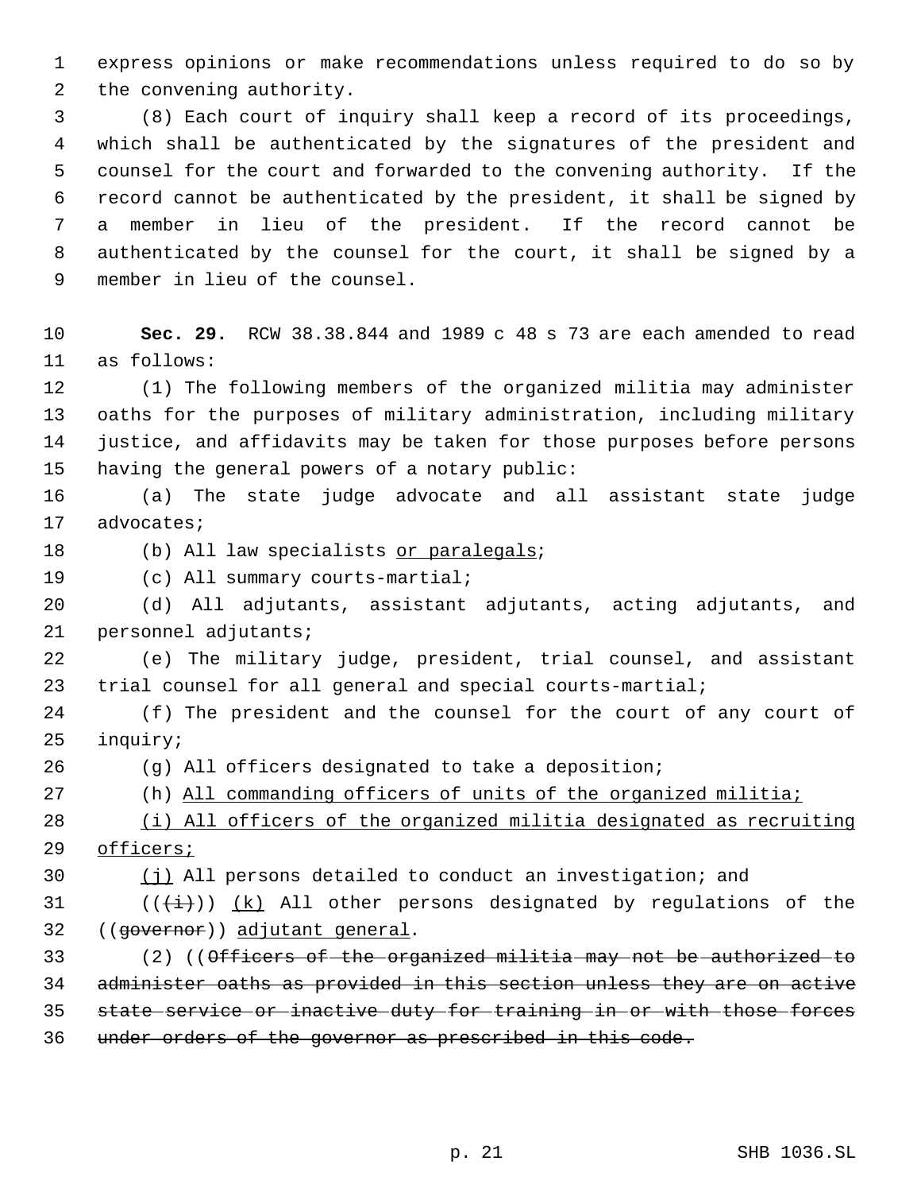express opinions or make recommendations unless required to do so by the convening authority.

(8) Each court of inquiry shall keep a record of its proceedings, which shall be authenticated by the signatures of the president and counsel for the court and forwarded to the convening authority. If the record cannot be authenticated by the president, it shall be signed by a member in lieu of the president. If the record cannot be authenticated by the counsel for the court, it shall be signed by a member in lieu of the counsel.

**Sec. 29.** RCW 38.38.844 and 1989 c 48 s 73 are each amended to read as follows:

(1) The following members of the organized militia may administer oaths for the purposes of military administration, including military justice, and affidavits may be taken for those purposes before persons having the general powers of a notary public:

(a) The state judge advocate and all assistant state judge advocates;

(b) All law specialists or paralegals;

(c) All summary courts-martial;

(d) All adjutants, assistant adjutants, acting adjutants, and personnel adjutants;

(e) The military judge, president, trial counsel, and assistant trial counsel for all general and special courts-martial;

(f) The president and the counsel for the court of any court of inquiry;

(g) All officers designated to take a deposition;

(h) All commanding officers of units of the organized militia;

(i) All officers of the organized militia designated as recruiting officers;

(j) All persons detailed to conduct an investigation; and

(((i))) (k) All other persons designated by regulations of the ((governor)) adjutant general.

(2) ((Officers of the organized militia may not be authorized to administer oaths as provided in this section unless they are on active state service or inactive duty for training in or with those forces under orders of the governor as prescribed in this code.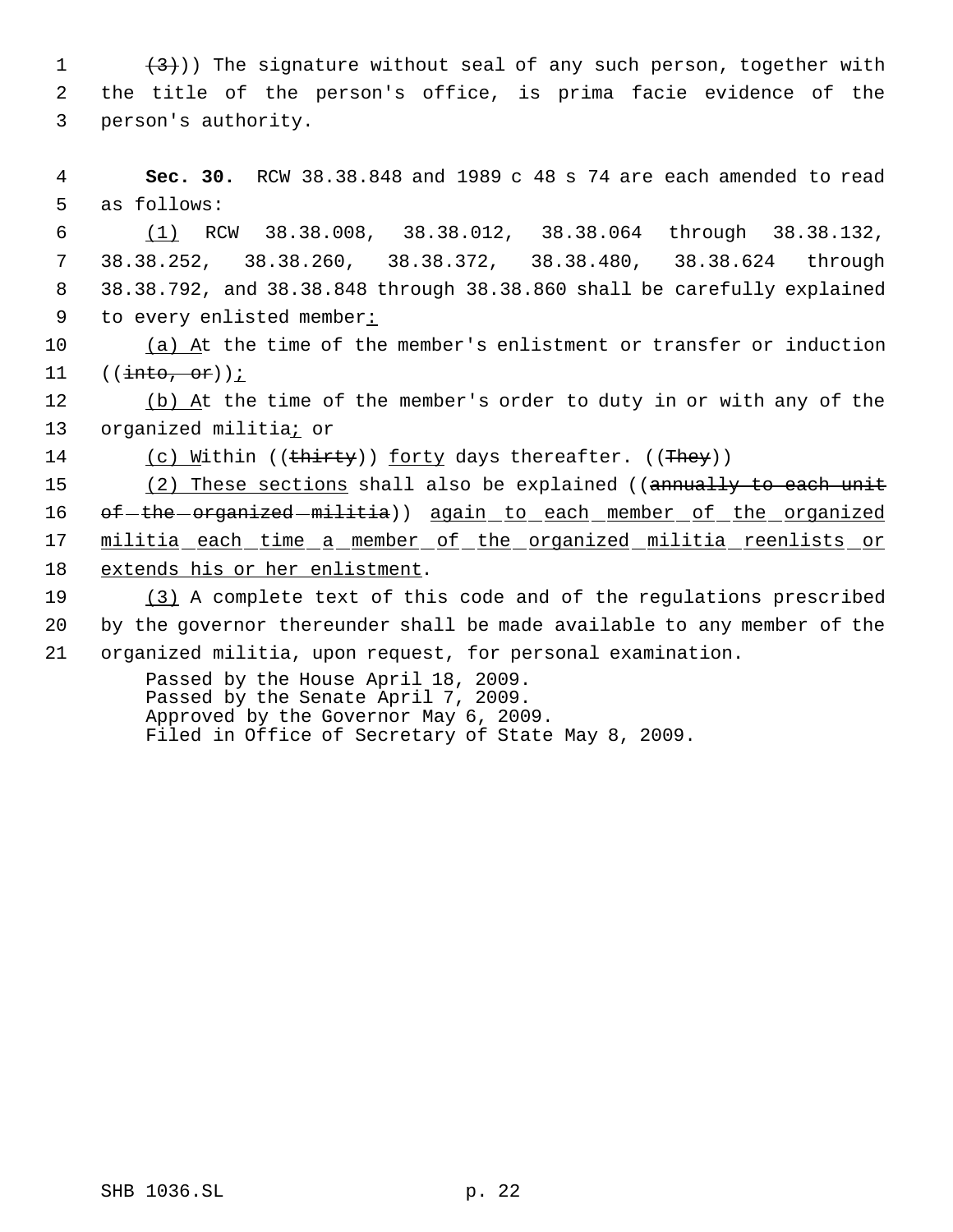(3))) The signature without seal of any such person, together with the title of the person's office, is prima facie evidence of the person's authority.

**Sec. 30.** RCW 38.38.848 and 1989 c 48 s 74 are each amended to read as follows:

(1) RCW 38.38.008, 38.38.012, 38.38.064 through 38.38.132, 38.38.252, 38.38.260, 38.38.372, 38.38.480, 38.38.624 through 38.38.792, and 38.38.848 through 38.38.860 shall be carefully explained to every enlisted member:

(a) At the time of the member's enlistment or transfer or induction ((into, or));

(b) At the time of the member's order to duty in or with any of the organized militia; or

(c) Within ((thirty)) forty days thereafter. ((They))

(2) These sections shall also be explained ((annually to each unit of the organized militia)) again to each member of the organized militia each time a member of the organized militia reenlists or extends his or her enlistment.

(3) A complete text of this code and of the regulations prescribed by the governor thereunder shall be made available to any member of the organized militia, upon request, for personal examination.

Passed by the House April 18, 2009.
Passed by the Senate April 7, 2009.
Approved by the Governor May 6, 2009.
Filed in Office of Secretary of State May 8, 2009.